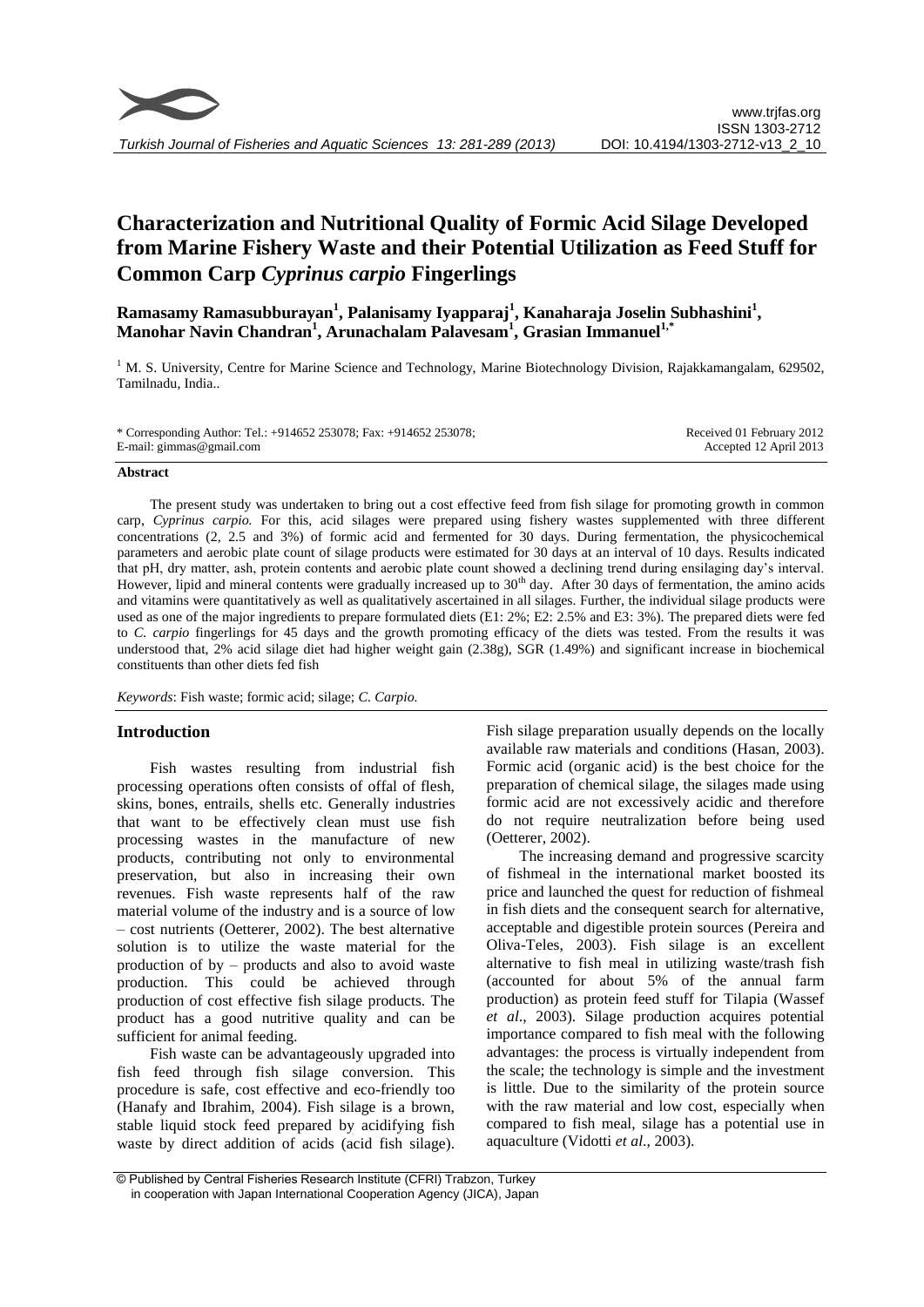# Characterization and Nutritional Quality of Formic Acid Silage Developed from Marine Fishery Waste and their Potential Utilization as Feed Stuff for Common Carp *Cyprinus carpio* Fingerlings

**Ramasamy Ramasubburayan[1], Palanisamy Iyapparaj[1], Kanaharaja Joselin Subhashini[1], Manohar Navin Chandran[1], Arunachalam Palavesam[1], Grasian Immanuel[1,*]**

[1] M. S. University, Centre for Marine Science and Technology, Marine Biotechnology Division, Rajakkamangalam, 629502, Tamilnadu, India..

\* Corresponding Author: Tel.: +914652 253078; Fax: +914652 253078; E-mail: gimmas@gmail.com

Received 01 February 2012
Accepted 12 April 2013

## Abstract

The present study was undertaken to bring out a cost effective feed from fish silage for promoting growth in common carp, *Cyprinus carpio.* For this, acid silages were prepared using fishery wastes supplemented with three different concentrations (2, 2.5 and 3%) of formic acid and fermented for 30 days. During fermentation, the physicochemical parameters and aerobic plate count of silage products were estimated for 30 days at an interval of 10 days. Results indicated that pH, dry matter, ash, protein contents and aerobic plate count showed a declining trend during ensilaging day's interval. However, lipid and mineral contents were gradually increased up to 30th day. After 30 days of fermentation, the amino acids and vitamins were quantitatively as well as qualitatively ascertained in all silages. Further, the individual silage products were used as one of the major ingredients to prepare formulated diets (E1: 2%; E2: 2.5% and E3: 3%). The prepared diets were fed to *C. carpio* fingerlings for 45 days and the growth promoting efficacy of the diets was tested. From the results it was understood that, 2% acid silage diet had higher weight gain (2.38g), SGR (1.49%) and significant increase in biochemical constituents than other diets fed fish

*Keywords*: Fish waste; formic acid; silage; *C. Carpio.*

## Introduction

Fish wastes resulting from industrial fish processing operations often consists of offal of flesh, skins, bones, entrails, shells etc. Generally industries that want to be effectively clean must use fish processing wastes in the manufacture of new products, contributing not only to environmental preservation, but also in increasing their own revenues. Fish waste represents half of the raw material volume of the industry and is a source of low – cost nutrients (Oetterer, 2002). The best alternative solution is to utilize the waste material for the production of by – products and also to avoid waste production. This could be achieved through production of cost effective fish silage products. The product has a good nutritive quality and can be sufficient for animal feeding.

Fish waste can be advantageously upgraded into fish feed through fish silage conversion. This procedure is safe, cost effective and eco-friendly too (Hanafy and Ibrahim, 2004). Fish silage is a brown, stable liquid stock feed prepared by acidifying fish waste by direct addition of acids (acid fish silage). Fish silage preparation usually depends on the locally available raw materials and conditions (Hasan, 2003). Formic acid (organic acid) is the best choice for the preparation of chemical silage, the silages made using formic acid are not excessively acidic and therefore do not require neutralization before being used (Oetterer, 2002).

The increasing demand and progressive scarcity of fishmeal in the international market boosted its price and launched the quest for reduction of fishmeal in fish diets and the consequent search for alternative, acceptable and digestible protein sources (Pereira and Oliva-Teles, 2003). Fish silage is an excellent alternative to fish meal in utilizing waste/trash fish (accounted for about 5% of the annual farm production) as protein feed stuff for Tilapia (Wassef *et al.*, 2003). Silage production acquires potential importance compared to fish meal with the following advantages: the process is virtually independent from the scale; the technology is simple and the investment is little. Due to the similarity of the protein source with the raw material and low cost, especially when compared to fish meal, silage has a potential use in aquaculture (Vidotti *et al.*, 2003).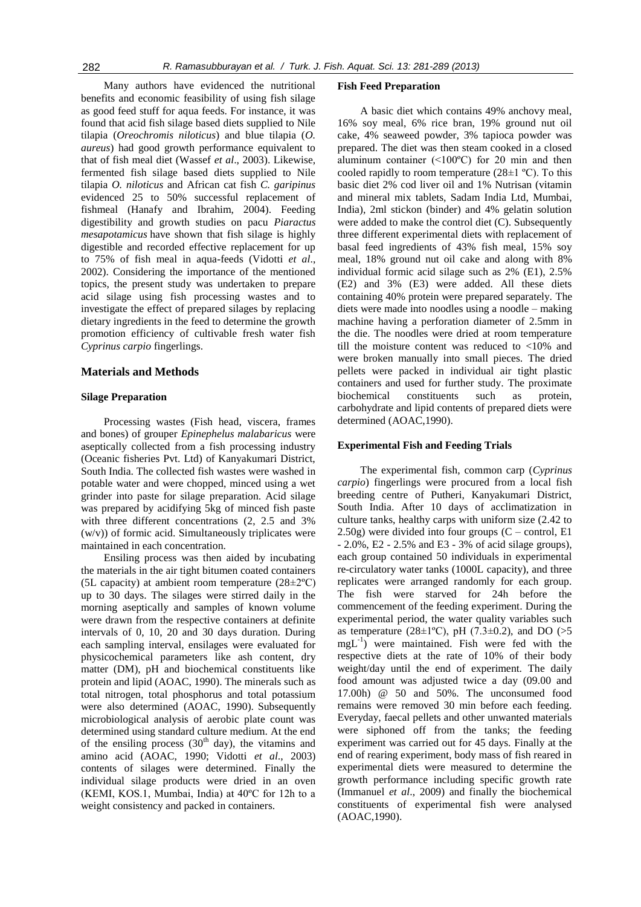Many authors have evidenced the nutritional benefits and economic feasibility of using fish silage as good feed stuff for aqua feeds. For instance, it was found that acid fish silage based diets supplied to Nile tilapia (*Oreochromis niloticus*) and blue tilapia (*O. aureus*) had good growth performance equivalent to that of fish meal diet (Wassef *et al*., 2003). Likewise, fermented fish silage based diets supplied to Nile tilapia *O. niloticus* and African cat fish *C. garipinus* evidenced 25 to 50% successful replacement of fishmeal (Hanafy and Ibrahim, 2004). Feeding digestibility and growth studies on pacu *Piaractus mesapotamicus* have shown that fish silage is highly digestible and recorded effective replacement for up to 75% of fish meal in aqua-feeds (Vidotti *et al*., 2002). Considering the importance of the mentioned topics, the present study was undertaken to prepare acid silage using fish processing wastes and to investigate the effect of prepared silages by replacing dietary ingredients in the feed to determine the growth promotion efficiency of cultivable fresh water fish *Cyprinus carpio* fingerlings.

## Materials and Methods

### Silage Preparation

Processing wastes (Fish head, viscera, frames and bones) of grouper *Epinephelus malabaricus* were aseptically collected from a fish processing industry (Oceanic fisheries Pvt. Ltd) of Kanyakumari District, South India. The collected fish wastes were washed in potable water and were chopped, minced using a wet grinder into paste for silage preparation. Acid silage was prepared by acidifying 5kg of minced fish paste with three different concentrations (2, 2.5 and 3% (w/v)) of formic acid. Simultaneously triplicates were maintained in each concentration.

Ensiling process was then aided by incubating the materials in the air tight bitumen coated containers (5L capacity) at ambient room temperature (28±2ºC) up to 30 days. The silages were stirred daily in the morning aseptically and samples of known volume were drawn from the respective containers at definite intervals of 0, 10, 20 and 30 days duration. During each sampling interval, ensilages were evaluated for physicochemical parameters like ash content, dry matter (DM), pH and biochemical constituents like protein and lipid (AOAC, 1990). The minerals such as total nitrogen, total phosphorus and total potassium were also determined (AOAC, 1990). Subsequently microbiological analysis of aerobic plate count was determined using standard culture medium. At the end of the ensiling process (30$^{th}$ day), the vitamins and amino acid (AOAC, 1990; Vidotti *et al*., 2003) contents of silages were determined. Finally the individual silage products were dried in an oven (KEMI, KOS.1, Mumbai, India) at 40ºC for 12h to a weight consistency and packed in containers.

### Fish Feed Preparation

A basic diet which contains 49% anchovy meal, 16% soy meal, 6% rice bran, 19% ground nut oil cake, 4% seaweed powder, 3% tapioca powder was prepared. The diet was then steam cooked in a closed aluminum container (<100ºC) for 20 min and then cooled rapidly to room temperature (28±1 ºC). To this basic diet 2% cod liver oil and 1% Nutrisan (vitamin and mineral mix tablets, Sadam India Ltd, Mumbai, India), 2ml stickon (binder) and 4% gelatin solution were added to make the control diet (C). Subsequently three different experimental diets with replacement of basal feed ingredients of 43% fish meal, 15% soy meal, 18% ground nut oil cake and along with 8% individual formic acid silage such as 2% (E1), 2.5% (E2) and 3% (E3) were added. All these diets containing 40% protein were prepared separately. The diets were made into noodles using a noodle – making machine having a perforation diameter of 2.5mm in the die. The noodles were dried at room temperature till the moisture content was reduced to <10% and were broken manually into small pieces. The dried pellets were packed in individual air tight plastic containers and used for further study. The proximate biochemical constituents such as protein, carbohydrate and lipid contents of prepared diets were determined (AOAC,1990).

### Experimental Fish and Feeding Trials

The experimental fish, common carp (*Cyprinus carpio*) fingerlings were procured from a local fish breeding centre of Putheri, Kanyakumari District, South India. After 10 days of acclimatization in culture tanks, healthy carps with uniform size (2.42 to 2.50g) were divided into four groups (C – control, E1 - 2.0%, E2 - 2.5% and E3 - 3% of acid silage groups), each group contained 50 individuals in experimental re-circulatory water tanks (1000L capacity), and three replicates were arranged randomly for each group. The fish were starved for 24h before the commencement of the feeding experiment. During the experimental period, the water quality variables such as temperature (28±1ºC), pH (7.3±0.2), and DO (>5 $mgL^{-1}$) were maintained. Fish were fed with the respective diets at the rate of 10% of their body weight/day until the end of experiment. The daily food amount was adjusted twice a day (09.00 and 17.00h) @ 50 and 50%. The unconsumed food remains were removed 30 min before each feeding. Everyday, faecal pellets and other unwanted materials were siphoned off from the tanks; the feeding experiment was carried out for 45 days. Finally at the end of rearing experiment, body mass of fish reared in experimental diets were measured to determine the growth performance including specific growth rate (Immanuel *et al*., 2009) and finally the biochemical constituents of experimental fish were analysed (AOAC,1990).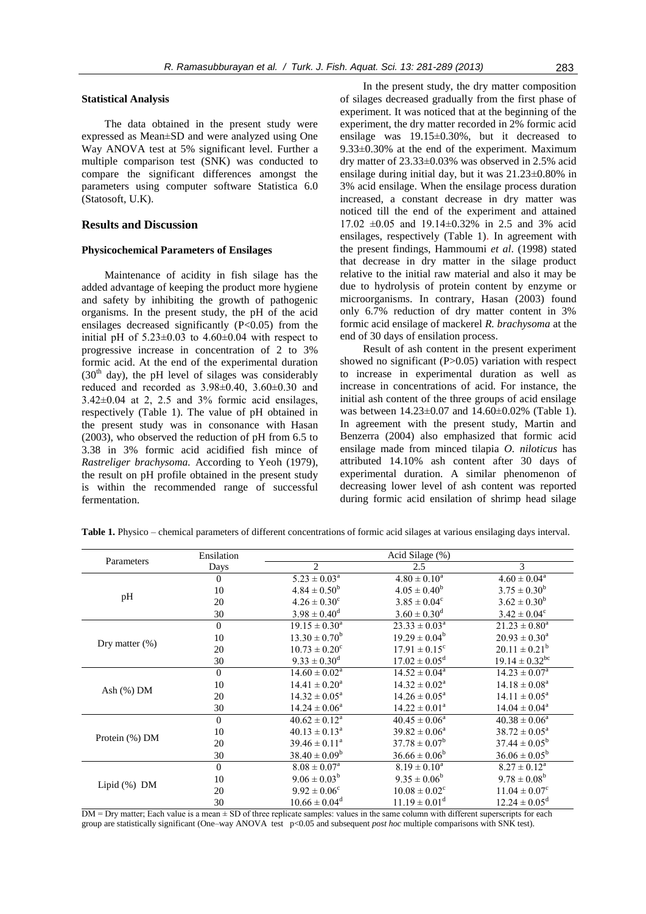### Statistical Analysis

The data obtained in the present study were expressed as Mean±SD and were analyzed using One Way ANOVA test at 5% significant level. Further a multiple comparison test (SNK) was conducted to compare the significant differences amongst the parameters using computer software Statistica 6.0 (Statosoft, U.K).

## Results and Discussion

### Physicochemical Parameters of Ensilages

Maintenance of acidity in fish silage has the added advantage of keeping the product more hygiene and safety by inhibiting the growth of pathogenic organisms. In the present study, the pH of the acid ensilages decreased significantly ($P<0.05$) from the initial pH of 5.23±0.03 to 4.60±0.04 with respect to progressive increase in concentration of 2 to 3% formic acid. At the end of the experimental duration ($30^{th}$ day), the pH level of silages was considerably reduced and recorded as 3.98±0.40, 3.60±0.30 and 3.42±0.04 at 2, 2.5 and 3% formic acid ensilages, respectively (Table 1). The value of pH obtained in the present study was in consonance with Hasan (2003), who observed the reduction of pH from 6.5 to 3.38 in 3% formic acid acidified fish mince of *Rastreliger brachysoma.* According to Yeoh (1979), the result on pH profile obtained in the present study is within the recommended range of successful fermentation.

In the present study, the dry matter composition of silages decreased gradually from the first phase of experiment. It was noticed that at the beginning of the experiment, the dry matter recorded in 2% formic acid ensilage was 19.15±0.30%, but it decreased to 9.33±0.30% at the end of the experiment. Maximum dry matter of 23.33±0.03% was observed in 2.5% acid ensilage during initial day, but it was 21.23±0.80% in 3% acid ensilage. When the ensilage process duration increased, a constant decrease in dry matter was noticed till the end of the experiment and attained 17.02 ±0.05 and 19.14±0.32% in 2.5 and 3% acid ensilages, respectively (Table 1). In agreement with the present findings, Hammoumi *et al*. (1998) stated that decrease in dry matter in the silage product relative to the initial raw material and also it may be due to hydrolysis of protein content by enzyme or microorganisms. In contrary, Hasan (2003) found only 6.7% reduction of dry matter content in 3% formic acid ensilage of mackerel *R. brachysoma* at the end of 30 days of ensilation process.

Result of ash content in the present experiment showed no significant ($P>0.05$) variation with respect to increase in experimental duration as well as increase in concentrations of acid. For instance, the initial ash content of the three groups of acid ensilage was between 14.23±0.07 and 14.60±0.02% (Table 1). In agreement with the present study, Martin and Benzerra (2004) also emphasized that formic acid ensilage made from minced tilapia *O. niloticus* has attributed 14.10% ash content after 30 days of experimental duration. A similar phenomenon of decreasing lower level of ash content was reported during formic acid ensilation of shrimp head silage

**Table 1.** Physico – chemical parameters of different concentrations of formic acid silages at various ensilaging days interval.

| Parameters | Ensilation Days | Acid Silage (%) 2 | 2.5 | 3 |
|---|---|---|---|---|
| pH | 0 | $5.23 \pm 0.03^{a}$ | $4.80 \pm 0.10^{a}$ | $4.60 \pm 0.04^{a}$ |
| | 10 | $4.84 \pm 0.50^{b}$ | $4.05 \pm 0.40^{b}$ | $3.75 \pm 0.30^{b}$ |
| | 20 | $4.26 \pm 0.30^{c}$ | $3.85 \pm 0.04^{c}$ | $3.62 \pm 0.30^{b}$ |
| | 30 | $3.98 \pm 0.40^{d}$ | $3.60 \pm 0.30^{d}$ | $3.42 \pm 0.04^{c}$ |
| Dry matter (%) | 0 | $19.15 \pm 0.30^{a}$ | $23.33 \pm 0.03^{a}$ | $21.23 \pm 0.80^{a}$ |
| | 10 | $13.30 \pm 0.70^{b}$ | $19.29 \pm 0.04^{b}$ | $20.93 \pm 0.30^{a}$ |
| | 20 | $10.73 \pm 0.20^{c}$ | $17.91 \pm 0.15^{c}$ | $20.11 \pm 0.21^{b}$ |
| | 30 | $9.33 \pm 0.30^{d}$ | $17.02 \pm 0.05^{d}$ | $19.14 \pm 0.32^{bc}$ |
| Ash (%) DM | 0 | $14.60 \pm 0.02^{a}$ | $14.52 \pm 0.04^{a}$ | $14.23 \pm 0.07^{a}$ |
| | 10 | $14.41 \pm 0.20^{a}$ | $14.32 \pm 0.02^{a}$ | $14.18 \pm 0.08^{a}$ |
| | 20 | $14.32 \pm 0.05^{a}$ | $14.26 \pm 0.05^{a}$ | $14.11 \pm 0.05^{a}$ |
| | 30 | $14.24 \pm 0.06^{a}$ | $14.22 \pm 0.01^{a}$ | $14.04 \pm 0.04^{a}$ |
| Protein (%) DM | 0 | $40.62 \pm 0.12^{a}$ | $40.45 \pm 0.06^{a}$ | $40.38 \pm 0.06^{a}$ |
| | 10 | $40.13 \pm 0.13^{a}$ | $39.82 \pm 0.06^{a}$ | $38.72 \pm 0.05^{a}$ |
| | 20 | $39.46 \pm 0.11^{a}$ | $37.78 \pm 0.07^{b}$ | $37.44 \pm 0.05^{b}$ |
| | 30 | $38.40 \pm 0.09^{b}$ | $36.66 \pm 0.06^{b}$ | $36.06 \pm 0.05^{b}$ |
| Lipid (%) DM | 0 | $8.08 \pm 0.07^{a}$ | $8.19 \pm 0.10^{a}$ | $8.27 \pm 0.12^{a}$ |
| | 10 | $9.06 \pm 0.03^{b}$ | $9.35 \pm 0.06^{b}$ | $9.78 \pm 0.08^{b}$ |
| | 20 | $9.92 \pm 0.06^{c}$ | $10.08 \pm 0.02^{c}$ | $11.04 \pm 0.07^{c}$ |
| | 30 | $10.66 \pm 0.04^{d}$ | $11.19 \pm 0.01^{d}$ | $12.24 \pm 0.05^{d}$ |

DM = Dry matter; Each value is a mean ± SD of three replicate samples: values in the same column with different superscripts for each group are statistically significant (One–way ANOVA test $p<0.05$ and subsequent *post hoc* multiple comparisons with SNK test).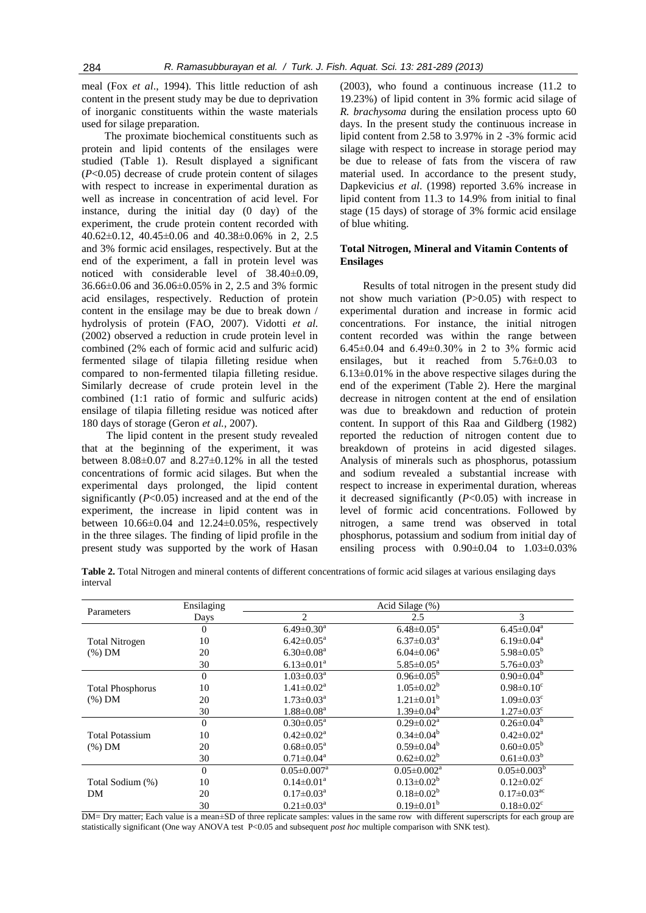meal (Fox *et al*., 1994). This little reduction of ash content in the present study may be due to deprivation of inorganic constituents within the waste materials used for silage preparation.

The proximate biochemical constituents such as protein and lipid contents of the ensilages were studied (Table 1). Result displayed a significant ($P$<0.05) decrease of crude protein content of silages with respect to increase in experimental duration as well as increase in concentration of acid level. For instance, during the initial day (0 day) of the experiment, the crude protein content recorded with 40.62±0.12, 40.45±0.06 and 40.38±0.06% in 2, 2.5 and 3% formic acid ensilages, respectively. But at the end of the experiment, a fall in protein level was noticed with considerable level of 38.40±0.09, 36.66±0.06 and 36.06±0.05% in 2, 2.5 and 3% formic acid ensilages, respectively. Reduction of protein content in the ensilage may be due to break down / hydrolysis of protein (FAO, 2007). Vidotti *et al.* (2002) observed a reduction in crude protein level in combined (2% each of formic acid and sulfuric acid) fermented silage of tilapia filleting residue when compared to non-fermented tilapia filleting residue. Similarly decrease of crude protein level in the combined (1:1 ratio of formic and sulfuric acids) ensilage of tilapia filleting residue was noticed after 180 days of storage (Geron *et al.*, 2007).

The lipid content in the present study revealed that at the beginning of the experiment, it was between 8.08±0.07 and 8.27±0.12% in all the tested concentrations of formic acid silages. But when the experimental days prolonged, the lipid content significantly ($P$<0.05) increased and at the end of the experiment, the increase in lipid content was in between 10.66±0.04 and 12.24±0.05%, respectively in the three silages. The finding of lipid profile in the present study was supported by the work of Hasan (2003), who found a continuous increase (11.2 to 19.23%) of lipid content in 3% formic acid silage of *R. brachysoma* during the ensilation process upto 60 days. In the present study the continuous increase in lipid content from 2.58 to 3.97% in 2 -3% formic acid silage with respect to increase in storage period may be due to release of fats from the viscera of raw material used. In accordance to the present study, Dapkevicius *et al*. (1998) reported 3.6% increase in lipid content from 11.3 to 14.9% from initial to final stage (15 days) of storage of 3% formic acid ensilage of blue whiting.

## Total Nitrogen, Mineral and Vitamin Contents of Ensilages

Results of total nitrogen in the present study did not show much variation ($P$>0.05) with respect to experimental duration and increase in formic acid concentrations. For instance, the initial nitrogen content recorded was within the range between 6.45±0.04 and 6.49±0.30% in 2 to 3% formic acid ensilages, but it reached from 5.76±0.03 to 6.13±0.01% in the above respective silages during the end of the experiment (Table 2). Here the marginal decrease in nitrogen content at the end of ensilation was due to breakdown and reduction of protein content. In support of this Raa and Gildberg (1982) reported the reduction of nitrogen content due to breakdown of proteins in acid digested silages. Analysis of minerals such as phosphorus, potassium and sodium revealed a substantial increase with respect to increase in experimental duration, whereas it decreased significantly ($P$<0.05) with increase in level of formic acid concentrations. Followed by nitrogen, a same trend was observed in total phosphorus, potassium and sodium from initial day of ensiling process with 0.90±0.04 to 1.03±0.03%

**Table 2.** Total Nitrogen and mineral contents of different concentrations of formic acid silages at various ensilaging days interval

| Parameters | Ensilaging Days | Acid Silage (%) | | |
|---|---|---|---|---|
| | | 2 | 2.5 | 3 |
| Total Nitrogen (%) DM | 0 | 6.49±0.30$^a$ | 6.48±0.05$^a$ | 6.45±0.04$^a$ |
| | 10 | 6.42±0.05$^a$ | 6.37±0.03$^a$ | 6.19±0.04$^a$ |
| | 20 | 6.30±0.08$^a$ | 6.04±0.06$^a$ | 5.98±0.05$^b$ |
| | 30 | 6.13±0.01$^a$ | 5.85±0.05$^a$ | 5.76±0.03$^b$ |
| Total Phosphorus (%) DM | 0 | 1.03±0.03$^a$ | 0.96±0.05$^b$ | 0.90±0.04$^b$ |
| | 10 | 1.41±0.02$^a$ | 1.05±0.02$^b$ | 0.98±0.10$^c$ |
| | 20 | 1.73±0.03$^a$ | 1.21±0.01$^b$ | 1.09±0.03$^c$ |
| | 30 | 1.88±0.08$^a$ | 1.39±0.04$^b$ | 1.27±0.03$^c$ |
| Total Potassium (%) DM | 0 | 0.30±0.05$^a$ | 0.29±0.02$^a$ | 0.26±0.04$^b$ |
| | 10 | 0.42±0.02$^a$ | 0.34±0.04$^b$ | 0.42±0.02$^a$ |
| | 20 | 0.68±0.05$^a$ | 0.59±0.04$^b$ | 0.60±0.05$^b$ |
| | 30 | 0.71±0.04$^a$ | 0.62±0.02$^b$ | 0.61±0.03$^b$ |
| Total Sodium (%) DM | 0 | 0.05±0.007$^a$ | 0.05±0.002$^a$ | 0.05±0.003$^b$ |
| | 10 | 0.14±0.01$^a$ | 0.13±0.02$^b$ | 0.12±0.02$^c$ |
| | 20 | 0.17±0.03$^a$ | 0.18±0.02$^b$ | 0.17±0.03$^{ac}$ |
| | 30 | 0.21±0.03$^a$ | 0.19±0.01$^b$ | 0.18±0.02$^c$ |

DM= Dry matter; Each value is a mean±SD of three replicate samples: values in the same row with different superscripts for each group are statistically significant (One way ANOVA test $P$<0.05 and subsequent *post hoc* multiple comparison with SNK test).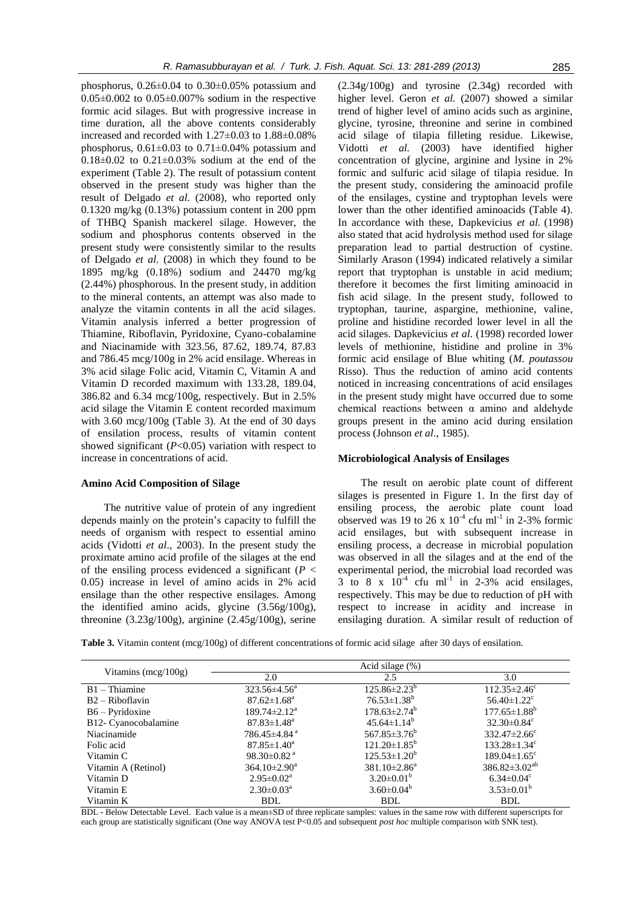phosphorus, 0.26±0.04 to 0.30±0.05% potassium and 0.05±0.002 to 0.05±0.007% sodium in the respective formic acid silages. But with progressive increase in time duration, all the above contents considerably increased and recorded with 1.27±0.03 to 1.88±0.08% phosphorus, 0.61±0.03 to 0.71±0.04% potassium and 0.18±0.02 to 0.21±0.03% sodium at the end of the experiment (Table 2). The result of potassium content observed in the present study was higher than the result of Delgado *et al.* (2008), who reported only 0.1320 mg/kg (0.13%) potassium content in 200 ppm of THBQ Spanish mackerel silage. However, the sodium and phosphorus contents observed in the present study were consistently similar to the results of Delgado *et al.* (2008) in which they found to be 1895 mg/kg (0.18%) sodium and 24470 mg/kg (2.44%) phosphorous. In the present study, in addition to the mineral contents, an attempt was also made to analyze the vitamin contents in all the acid silages. Vitamin analysis inferred a better progression of Thiamine, Riboflavin, Pyridoxine, Cyano-cobalamine and Niacinamide with 323.56, 87.62, 189.74, 87.83 and 786.45 mcg/100g in 2% acid ensilage. Whereas in 3% acid silage Folic acid, Vitamin C, Vitamin A and Vitamin D recorded maximum with 133.28, 189.04, 386.82 and 6.34 mcg/100g, respectively. But in 2.5% acid silage the Vitamin E content recorded maximum with 3.60 mcg/100g (Table 3). At the end of 30 days of ensilation process, results of vitamin content showed significant ($P$<0.05) variation with respect to increase in concentrations of acid.

### Amino Acid Composition of Silage

The nutritive value of protein of any ingredient depends mainly on the protein's capacity to fulfill the needs of organism with respect to essential amino acids (Vidotti *et al*., 2003). In the present study the proximate amino acid profile of the silages at the end of the ensiling process evidenced a significant ($P$ < 0.05) increase in level of amino acids in 2% acid ensilage than the other respective ensilages. Among the identified amino acids, glycine (3.56g/100g), threonine (3.23g/100g), arginine (2.45g/100g), serine (2.34g/100g) and tyrosine (2.34g) recorded with higher level. Geron *et al.* (2007) showed a similar trend of higher level of amino acids such as arginine, glycine, tyrosine, threonine and serine in combined acid silage of tilapia filleting residue. Likewise, Vidotti *et al.* (2003) have identified higher concentration of glycine, arginine and lysine in 2% formic and sulfuric acid silage of tilapia residue. In the present study, considering the aminoacid profile of the ensilages, cystine and tryptophan levels were lower than the other identified aminoacids (Table 4). In accordance with these, Dapkevicius *et al.* (1998) also stated that acid hydrolysis method used for silage preparation lead to partial destruction of cystine. Similarly Arason (1994) indicated relatively a similar report that tryptophan is unstable in acid medium; therefore it becomes the first limiting aminoacid in fish acid silage. In the present study, followed to tryptophan, taurine, aspargine, methionine, valine, proline and histidine recorded lower level in all the acid silages. Dapkevicius *et al.* (1998) recorded lower levels of methionine, histidine and proline in 3% formic acid ensilage of Blue whiting (*M. poutassou* Risso). Thus the reduction of amino acid contents noticed in increasing concentrations of acid ensilages in the present study might have occurred due to some chemical reactions between α amino and aldehyde groups present in the amino acid during ensilation process (Johnson *et al*., 1985).

### Microbiological Analysis of Ensilages

The result on aerobic plate count of different silages is presented in Figure 1. In the first day of ensiling process, the aerobic plate count load observed was 19 to 26 x $10^{-4}$ cfu ml$^{-1}$ in 2-3% formic acid ensilages, but with subsequent increase in ensiling process, a decrease in microbial population was observed in all the silages and at the end of the experimental period, the microbial load recorded was 3 to 8 x $10^{-4}$ cfu ml$^{-1}$ in 2-3% acid ensilages, respectively. This may be due to reduction of pH with respect to increase in acidity and increase in ensilaging duration. A similar result of reduction of

**Table 3.** Vitamin content (mcg/100g) of different concentrations of formic acid silage after 30 days of ensilation.

| Vitamins (mcg/100g) | Acid silage (%) | | |
|---|---|---|---|
| | 2.0 | 2.5 | 3.0 |
| B1 – Thiamine | 323.56±4.56$^{a}$ | 125.86±2.23$^{b}$ | 112.35±2.46$^{c}$ |
| B2 – Riboflavin | 87.62±1.68$^{a}$ | 76.53±1.38$^{b}$ | 56.40±1.22$^{c}$ |
| B6 – Pyridoxine | 189.74±2.12$^{a}$ | 178.63±2.74$^{b}$ | 177.65±1.88$^{b}$ |
| B12- Cyanocobalamine | 87.83±1.48$^{a}$ | 45.64±1.14$^{b}$ | 32.30±0.84$^{c}$ |
| Niacinamide | 786.45±4.84$^{a}$ | 567.85±3.76$^{b}$ | 332.47±2.66$^{c}$ |
| Folic acid | 87.85±1.40$^{a}$ | 121.20±1.85$^{b}$ | 133.28±1.34$^{c}$ |
| Vitamin C | 98.30±0.82$^{a}$ | 125.53±1.20$^{b}$ | 189.04±1.65$^{c}$ |
| Vitamin A (Retinol) | 364.10±2.90$^{a}$ | 381.10±2.86$^{a}$ | 386.82±3.02$^{ab}$ |
| Vitamin D | 2.95±0.02$^{a}$ | 3.20±0.01$^{b}$ | 6.34±0.04$^{c}$ |
| Vitamin E | 2.30±0.03$^{a}$ | 3.60±0.04$^{b}$ | 3.53±0.01$^{b}$ |
| Vitamin K | BDL | BDL | BDL |

BDL - Below Detectable Level. Each value is a mean±SD of three replicate samples: values in the same row with different superscripts for each group are statistically significant (One way ANOVA test P<0.05 and subsequent *post hoc* multiple comparison with SNK test).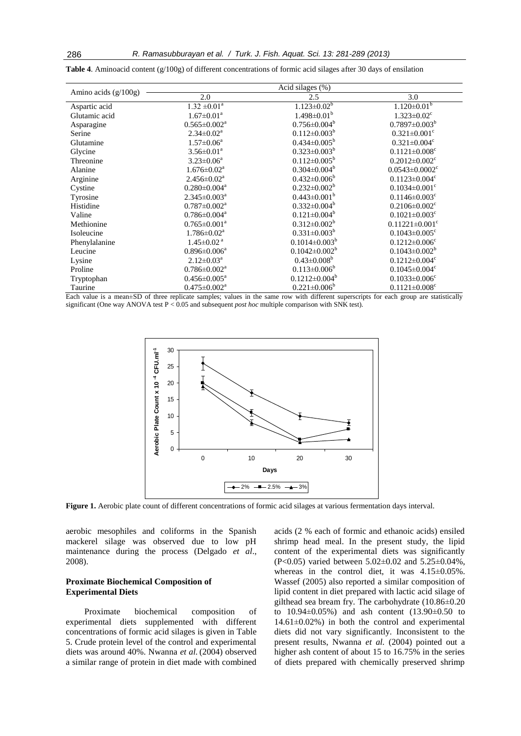**Table 4**. Aminoacid content (g/100g) of different concentrations of formic acid silages after 30 days of ensilation

| Amino acids (g/100g) | Acid silages (%) | | |
|---|---|---|---|
| | 2.0 | 2.5 | 3.0 |
| Aspartic acid | 1.32 ±0.01[a] | 1.123±0.02[b] | 1.120±0.01[b] |
| Glutamic acid | 1.67±0.01[a] | 1.498±0.01[b] | 1.323±0.02[c] |
| Asparagine | 0.565±0.002[a] | 0.756±0.004[b] | 0.7897±0.003[b] |
| Serine | 2.34±0.02[a] | 0.112±0.003[b] | 0.321±0.001[c] |
| Glutamine | 1.57±0.06[a] | 0.434±0.005[b] | 0.321±0.004[c] |
| Glycine | 3.56±0.01[a] | 0.323±0.003[b] | 0.1121±0.008[c] |
| Threonine | 3.23±0.06[a] | 0.112±0.005[b] | 0.2012±0.002[c] |
| Alanine | 1.676±0.02[a] | 0.304±0.004[b] | 0.0543±0.0002[c] |
| Arginine | 2.456±0.02[a] | 0.432±0.006[b] | 0.1123±0.004[c] |
| Cystine | 0.280±0.004[a] | 0.232±0.002[b] | 0.1034±0.001[c] |
| Tyrosine | 2.345±0.003[a] | 0.443±0.001[b] | 0.1146±0.003[c] |
| Histidine | 0.787±0.002[a] | 0.332±0.004[b] | 0.2106±0.002[c] |
| Valine | 0.786±0.004[a] | 0.121±0.004[b] | 0.1021±0.003[c] |
| Methionine | 0.765±0.001[a] | 0.312±0.002[b] | 0.11221±0.001[c] |
| Isoleucine | 1.786±0.02[a] | 0.331±0.003[b] | 0.1043±0.005[c] |
| Phenylalanine | 1.45±0.02[a] | 0.1014±0.003[b] | 0.1212±0.006[c] |
| Leucine | 0.896±0.006[a] | 0.1042±0.002[b] | 0.1043±0.002[b] |
| Lysine | 2.12±0.03[a] | 0.43±0.008[b] | 0.1212±0.004[c] |
| Proline | 0.786±0.002[a] | 0.113±0.006[b] | 0.1045±0.004[c] |
| Tryptophan | 0.456±0.005[a] | 0.1212±0.004[b] | 0.1033±0.006[c] |
| Taurine | 0.475±0.002[a] | 0.221±0.006[b] | 0.1121±0.008[c] |

Each value is a mean±SD of three replicate samples; values in the same row with different superscripts for each group are statistically significant (One way ANOVA test $P < 0.05$ and subsequent *post hoc* multiple comparison with SNK test).

**Figure 1.** Aerobic plate count of different concentrations of formic acid silages at various fermentation days interval.

aerobic mesophiles and coliforms in the Spanish mackerel silage was observed due to low pH maintenance during the process (Delgado *et al*., 2008).

### Proximate Biochemical Composition of Experimental Diets

Proximate biochemical composition of experimental diets supplemented with different concentrations of formic acid silages is given in Table 5. Crude protein level of the control and experimental diets was around 40%. Nwanna *et al.* (2004) observed a similar range of protein in diet made with combined acids (2 % each of formic and ethanoic acids) ensiled shrimp head meal. In the present study, the lipid content of the experimental diets was significantly ($P<0.05$) varied between 5.02±0.02 and 5.25±0.04%, whereas in the control diet, it was 4.15±0.05%. Wassef (2005) also reported a similar composition of lipid content in diet prepared with lactic acid silage of gilthead sea bream fry. The carbohydrate (10.86±0.20 to 10.94±0.05%) and ash content (13.90±0.50 to 14.61±0.02%) in both the control and experimental diets did not vary significantly. Inconsistent to the present results, Nwanna *et al.* (2004) pointed out a higher ash content of about 15 to 16.75% in the series of diets prepared with chemically preserved shrimp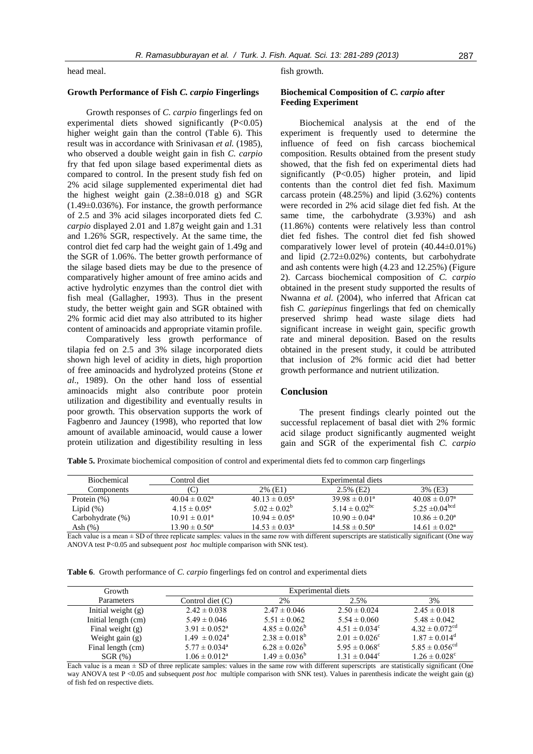head meal.

### Growth Performance of Fish *C. carpio* Fingerlings

Growth responses of *C. carpio* fingerlings fed on experimental diets showed significantly (P<0.05) higher weight gain than the control (Table 6). This result was in accordance with Srinivasan *et al.* (1985), who observed a double weight gain in fish *C. carpio* fry that fed upon silage based experimental diets as compared to control. In the present study fish fed on 2% acid silage supplemented experimental diet had the highest weight gain (2.38±0.018 g) and SGR (1.49±0.036%). For instance, the growth performance of 2.5 and 3% acid silages incorporated diets fed *C. carpio* displayed 2.01 and 1.87g weight gain and 1.31 and 1.26% SGR, respectively. At the same time, the control diet fed carp had the weight gain of 1.49g and the SGR of 1.06%. The better growth performance of the silage based diets may be due to the presence of comparatively higher amount of free amino acids and active hydrolytic enzymes than the control diet with fish meal (Gallagher, 1993). Thus in the present study, the better weight gain and SGR obtained with 2% formic acid diet may also attributed to its higher content of aminoacids and appropriate vitamin profile.

Comparatively less growth performance of tilapia fed on 2.5 and 3% silage incorporated diets shown high level of acidity in diets, high proportion of free aminoacids and hydrolyzed proteins (Stone *et al.*, 1989). On the other hand loss of essential aminoacids might also contribute poor protein utilization and digestibility and eventually results in poor growth. This observation supports the work of Fagbenro and Jauncey (1998), who reported that low amount of available aminoacid, would cause a lower protein utilization and digestibility resulting in less fish growth.

### Biochemical Composition of *C. carpio* after Feeding Experiment

Biochemical analysis at the end of the experiment is frequently used to determine the influence of feed on fish carcass biochemical composition. Results obtained from the present study showed, that the fish fed on experimental diets had significantly (P<0.05) higher protein, and lipid contents than the control diet fed fish. Maximum carcass protein (48.25%) and lipid (3.62%) contents were recorded in 2% acid silage diet fed fish. At the same time, the carbohydrate (3.93%) and ash (11.86%) contents were relatively less than control diet fed fishes. The control diet fed fish showed comparatively lower level of protein (40.44±0.01%) and lipid (2.72±0.02%) contents, but carbohydrate and ash contents were high (4.23 and 12.25%) (Figure 2). Carcass biochemical composition of *C. carpio* obtained in the present study supported the results of Nwanna *et al.* (2004), who inferred that African cat fish *C. gariepinus* fingerlings that fed on chemically preserved shrimp head waste silage diets had significant increase in weight gain, specific growth rate and mineral deposition. Based on the results obtained in the present study, it could be attributed that inclusion of 2% formic acid diet had better growth performance and nutrient utilization.

## Conclusion

The present findings clearly pointed out the successful replacement of basal diet with 2% formic acid silage product significantly augmented weight gain and SGR of the experimental fish *C. carpio*

**Table 5.** Proximate biochemical composition of control and experimental diets fed to common carp fingerlings

| Biochemical Components | Control diet (C) | Experimental diets 2% (E1) | 2.5% (E2) | 3% (E3) |
|---|---|---|---|---|
| Protein (%) | 40.04 ± 0.02[a] | 40.13 ± 0.05[a] | 39.98 ± 0.01[a] | 40.08 ± 0.07[a] |
| Lipid (%) | 4.15 ± 0.05[a] | 5.02 ± 0.02[b] | 5.14 ± 0.02[bc] | 5.25 ±0.04[bcd] |
| Carbohydrate (%) | 10.91 ± 0.01[a] | 10.94 ± 0.05[a] | 10.90 ± 0.04[a] | 10.86 ± 0.20[a] |
| Ash (%) | 13.90 ± 0.50[a] | 14.53 ± 0.03[a] | 14.58 ± 0.50[a] | 14.61 ± 0.02[a] |

Each value is a mean ± SD of three replicate samples: values in the same row with different superscripts are statistically significant (One way ANOVA test P<0.05 and subsequent *post hoc* multiple comparison with SNK test).

**Table 6**. Growth performance of *C. carpio* fingerlings fed on control and experimental diets

| Growth Parameters | Experimental diets: Control diet (C) | 2% | 2.5% | 3% |
|---|---|---|---|---|
| Initial weight (g) | 2.42 ± 0.038 | 2.47 ± 0.046 | 2.50 ± 0.024 | 2.45 ± 0.018 |
| Initial length (cm) | 5.49 ± 0.046 | 5.51 ± 0.062 | 5.54 ± 0.060 | 5.48 ± 0.042 |
| Final weight (g) | 3.91 ± 0.052[a] | 4.85 ± 0.026[b] | 4.51 ± 0.034[c] | 4.32 ± 0.072[cd] |
| Weight gain (g) | 1.49 ± 0.024[a] | 2.38 ± 0.018[b] | 2.01 ± 0.014[c] | 1.87 ± 0.014[d] |
| Final length (cm) | 5.77 ± 0.034[a] | 6.28 ± 0.026[b] | 5.95 ± 0.068[c] | 5.85 ± 0.056[cd] |
| SGR (%) | 1.06 ± 0.012[a] | 1.49 ± 0.036[b] | 1.31 ± 0.044[c] | 1.26 ± 0.028[c] |

Each value is a mean ± SD of three replicate samples: values in the same row with different superscripts are statistically significant (One way ANOVA test P <0.05 and subsequent *post hoc* multiple comparison with SNK test). Values in parenthesis indicate the weight gain (g) of fish fed on respective diets.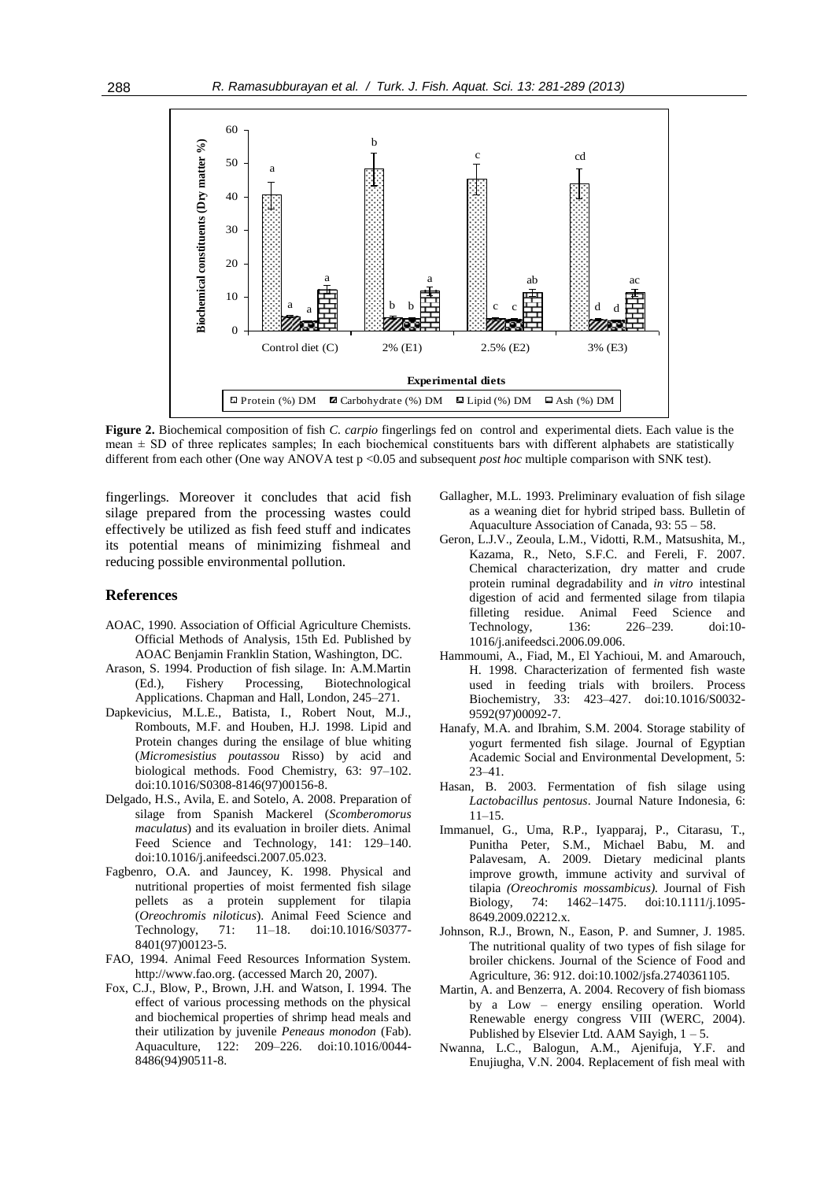**Figure 2.** Biochemical composition of fish *C. carpio* fingerlings fed on control and experimental diets. Each value is the mean ± SD of three replicates samples; In each biochemical constituents bars with different alphabets are statistically different from each other (One way ANOVA test p <0.05 and subsequent *post hoc* multiple comparison with SNK test).

fingerlings. Moreover it concludes that acid fish silage prepared from the processing wastes could effectively be utilized as fish feed stuff and indicates its potential means of minimizing fishmeal and reducing possible environmental pollution.

## References

AOAC, 1990. Association of Official Agriculture Chemists. Official Methods of Analysis, 15th Ed. Published by AOAC Benjamin Franklin Station, Washington, DC.

Arason, S. 1994. Production of fish silage. In: A.M.Martin (Ed.), Fishery Processing, Biotechnological Applications. Chapman and Hall, London, 245–271.

Dapkevicius, M.L.E., Batista, I., Robert Nout, M.J., Rombouts, M.F. and Houben, H.J. 1998. Lipid and Protein changes during the ensilage of blue whiting (*Micromesistius poutassou* Risso) by acid and biological methods. Food Chemistry, 63: 97–102. doi:10.1016/S0308-8146(97)00156-8.

Delgado, H.S., Avila, E. and Sotelo, A. 2008. Preparation of silage from Spanish Mackerel (*Scomberomorus maculatus*) and its evaluation in broiler diets. Animal Feed Science and Technology, 141: 129–140. doi:10.1016/j.anifeedsci.2007.05.023.

Fagbenro, O.A. and Jauncey, K. 1998. Physical and nutritional properties of moist fermented fish silage pellets as a protein supplement for tilapia (*Oreochromis niloticus*). Animal Feed Science and Technology, 71: 11–18. doi:10.1016/S0377-8401(97)00123-5.

FAO, 1994. Animal Feed Resources Information System. http://www.fao.org. (accessed March 20, 2007).

Fox, C.J., Blow, P., Brown, J.H. and Watson, I. 1994. The effect of various processing methods on the physical and biochemical properties of shrimp head meals and their utilization by juvenile *Peneaus monodon* (Fab). Aquaculture, 122: 209–226. doi:10.1016/0044-8486(94)90511-8.

Gallagher, M.L. 1993. Preliminary evaluation of fish silage as a weaning diet for hybrid striped bass. Bulletin of Aquaculture Association of Canada, 93: 55 – 58.

Geron, L.J.V., Zeoula, L.M., Vidotti, R.M., Matsushita, M., Kazama, R., Neto, S.F.C. and Fereli, F. 2007. Chemical characterization, dry matter and crude protein ruminal degradability and *in vitro* intestinal digestion of acid and fermented silage from tilapia filleting residue. Animal Feed Science and Technology, 136: 226–239. doi:10-1016/j.anifeedsci.2006.09.006.

Hammoumi, A., Fiad, M., El Yachioui, M. and Amarouch, H. 1998. Characterization of fermented fish waste used in feeding trials with broilers. Process Biochemistry, 33: 423–427. doi:10.1016/S0032-9592(97)00092-7.

Hanafy, M.A. and Ibrahim, S.M. 2004. Storage stability of yogurt fermented fish silage. Journal of Egyptian Academic Social and Environmental Development, 5: 23–41.

Hasan, B. 2003. Fermentation of fish silage using *Lactobacillus pentosus*. Journal Nature Indonesia, 6: 11–15.

Immanuel, G., Uma, R.P., Iyapparaj, P., Citarasu, T., Punitha Peter, S.M., Michael Babu, M. and Palavesam, A. 2009. Dietary medicinal plants improve growth, immune activity and survival of tilapia *(Oreochromis mossambicus)*. Journal of Fish Biology, 74: 1462–1475. doi:10.1111/j.1095-8649.2009.02212.x.

Johnson, R.J., Brown, N., Eason, P. and Sumner, J. 1985. The nutritional quality of two types of fish silage for broiler chickens. Journal of the Science of Food and Agriculture, 36: 912. doi:10.1002/jsfa.2740361105.

Martin, A. and Benzerra, A. 2004. Recovery of fish biomass by a Low – energy ensiling operation. World Renewable energy congress VIII (WERC, 2004). Published by Elsevier Ltd. AAM Sayigh, 1 – 5.

Nwanna, L.C., Balogun, A.M., Ajenifuja, Y.F. and Enujiugha, V.N. 2004. Replacement of fish meal with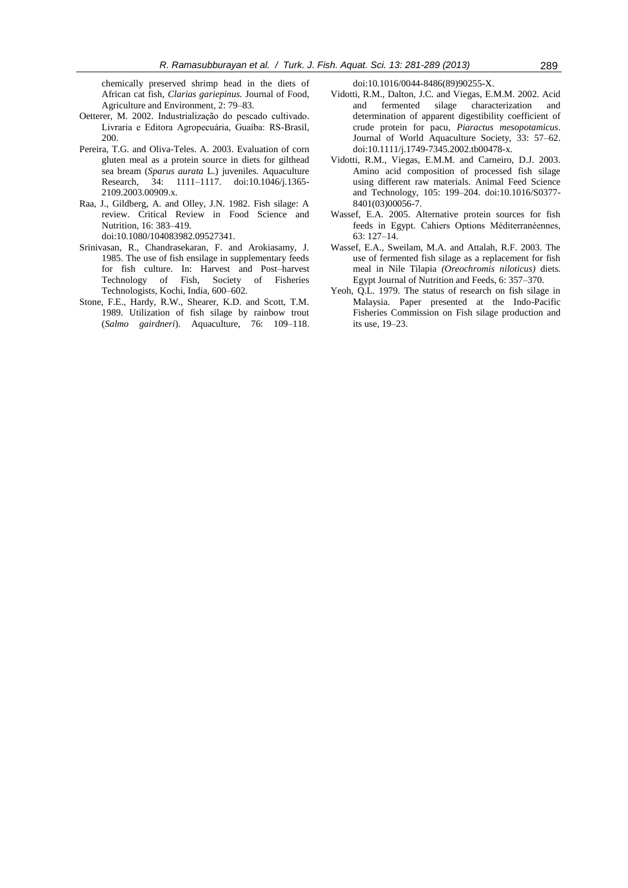chemically preserved shrimp head in the diets of African cat fish, *Clarias gariepinus.* Journal of Food, Agriculture and Environment, 2: 79–83.

Oetterer, M. 2002. Industrialização do pescado cultivado. Livraria e Editora Agropecuária, Guaíba: RS-Brasil, 200.

Pereira, T.G. and Oliva-Teles. A. 2003. Evaluation of corn gluten meal as a protein source in diets for gilthead sea bream (*Sparus aurata* L.) juveniles. Aquaculture Research, 34: 1111–1117. doi:10.1046/j.1365-2109.2003.00909.x.

Raa, J., Gildberg, A. and Olley, J.N. 1982. Fish silage: A review. Critical Review in Food Science and Nutrition, 16: 383–419. doi:10.1080/104083982.09527341.

Srinivasan, R., Chandrasekaran, F. and Arokiasamy, J. 1985. The use of fish ensilage in supplementary feeds for fish culture. In: Harvest and Post–harvest Technology of Fish, Society of Fisheries Technologists, Kochi, India, 600–602.

Stone, F.E., Hardy, R.W., Shearer, K.D. and Scott, T.M. 1989. Utilization of fish silage by rainbow trout (*Salmo gairdneri*). Aquaculture, 76: 109–118. doi:10.1016/0044-8486(89)90255-X.

Vidotti, R.M., Dalton, J.C. and Viegas, E.M.M. 2002. Acid and fermented silage characterization and determination of apparent digestibility coefficient of crude protein for pacu, *Piaractus mesopotamicus*. Journal of World Aquaculture Society, 33: 57–62. doi:10.1111/j.1749-7345.2002.tb00478-x.

Vidotti, R.M., Viegas, E.M.M. and Carneiro, D.J. 2003. Amino acid composition of processed fish silage using different raw materials. Animal Feed Science and Technology, 105: 199–204. doi:10.1016/S0377-8401(03)00056-7.

Wassef, E.A. 2005. Alternative protein sources for fish feeds in Egypt. Cahiers Options Méditerranéennes, 63: 127–14.

Wassef, E.A., Sweilam, M.A. and Attalah, R.F. 2003. The use of fermented fish silage as a replacement for fish meal in Nile Tilapia *(Oreochromis niloticus)* diets. Egypt Journal of Nutrition and Feeds, 6: 357–370.

Yeoh, Q.L. 1979. The status of research on fish silage in Malaysia. Paper presented at the Indo-Pacific Fisheries Commission on Fish silage production and its use, 19–23.